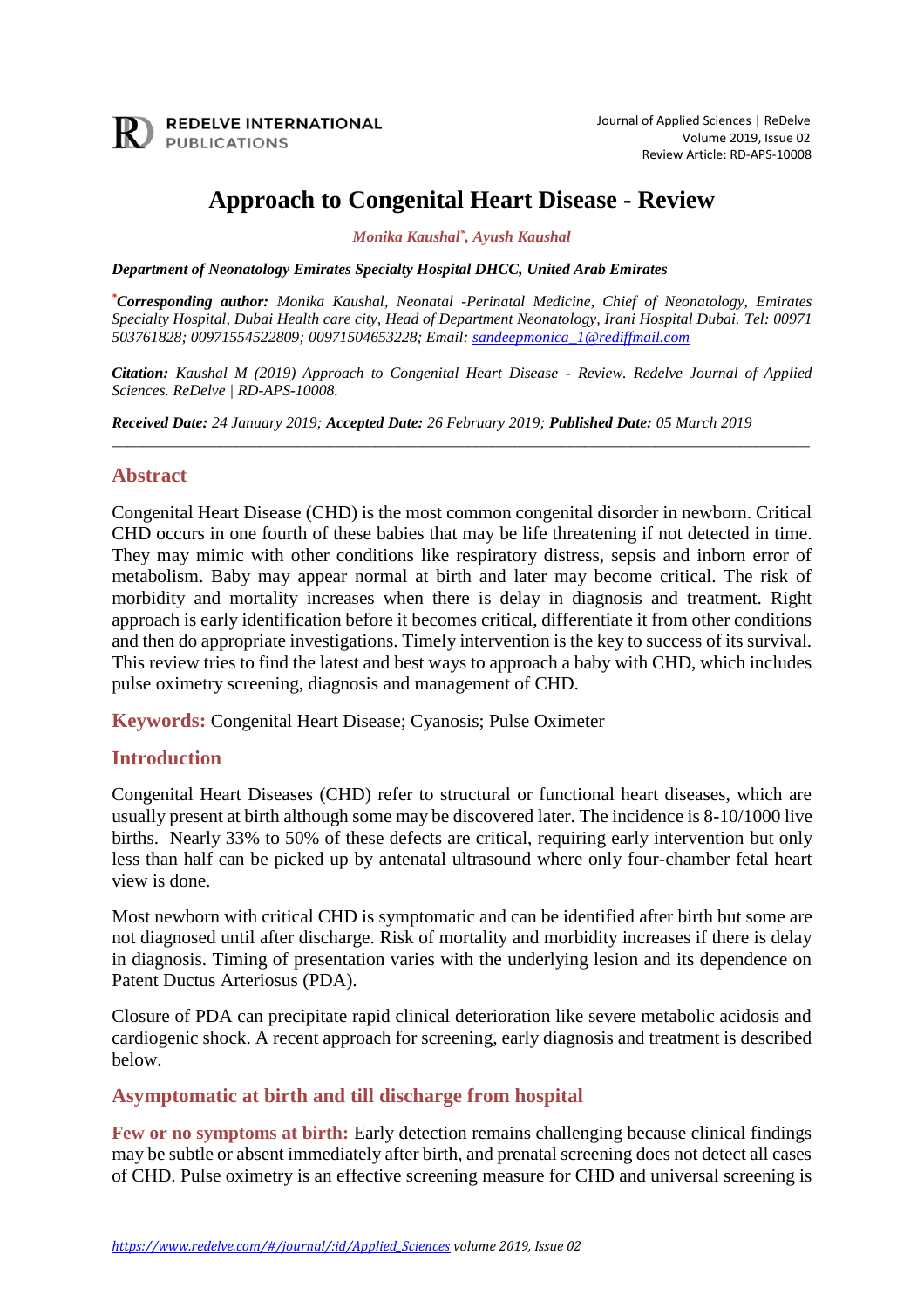# Approach to Congenital Heart Disease - Review

*Monika Kaushal*, Ayush Kaushal*

***Department of Neonatology Emirates Specialty Hospital DHCC, United Arab Emirates***

***Corresponding author:** Monika Kaushal, Neonatal -Perinatal Medicine, Chief of Neonatology, Emirates Specialty Hospital, Dubai Health care city, Head of Department Neonatology, Irani Hospital Dubai. Tel: 00971 503761828; 00971554522809; 00971504653228; Email: sandeepmonica_1@rediffmail.com*

***Citation:** Kaushal M (2019) Approach to Congenital Heart Disease - Review. Redelve Journal of Applied Sciences. ReDelve | RD-APS-10008.*

***Received Date:** 24 January 2019; **Accepted Date:** 26 February 2019; **Published Date:** 05 March 2019*

---

## Abstract

Congenital Heart Disease (CHD) is the most common congenital disorder in newborn. Critical CHD occurs in one fourth of these babies that may be life threatening if not detected in time. They may mimic with other conditions like respiratory distress, sepsis and inborn error of metabolism. Baby may appear normal at birth and later may become critical. The risk of morbidity and mortality increases when there is delay in diagnosis and treatment. Right approach is early identification before it becomes critical, differentiate it from other conditions and then do appropriate investigations. Timely intervention is the key to success of its survival. This review tries to find the latest and best ways to approach a baby with CHD, which includes pulse oximetry screening, diagnosis and management of CHD.

**Keywords:** Congenital Heart Disease; Cyanosis; Pulse Oximeter

## Introduction

Congenital Heart Diseases (CHD) refer to structural or functional heart diseases, which are usually present at birth although some may be discovered later. The incidence is 8-10/1000 live births. Nearly 33% to 50% of these defects are critical, requiring early intervention but only less than half can be picked up by antenatal ultrasound where only four-chamber fetal heart view is done.

Most newborn with critical CHD is symptomatic and can be identified after birth but some are not diagnosed until after discharge. Risk of mortality and morbidity increases if there is delay in diagnosis. Timing of presentation varies with the underlying lesion and its dependence on Patent Ductus Arteriosus (PDA).

Closure of PDA can precipitate rapid clinical deterioration like severe metabolic acidosis and cardiogenic shock. A recent approach for screening, early diagnosis and treatment is described below.

## Asymptomatic at birth and till discharge from hospital

**Few or no symptoms at birth:** Early detection remains challenging because clinical findings may be subtle or absent immediately after birth, and prenatal screening does not detect all cases of CHD. Pulse oximetry is an effective screening measure for CHD and universal screening is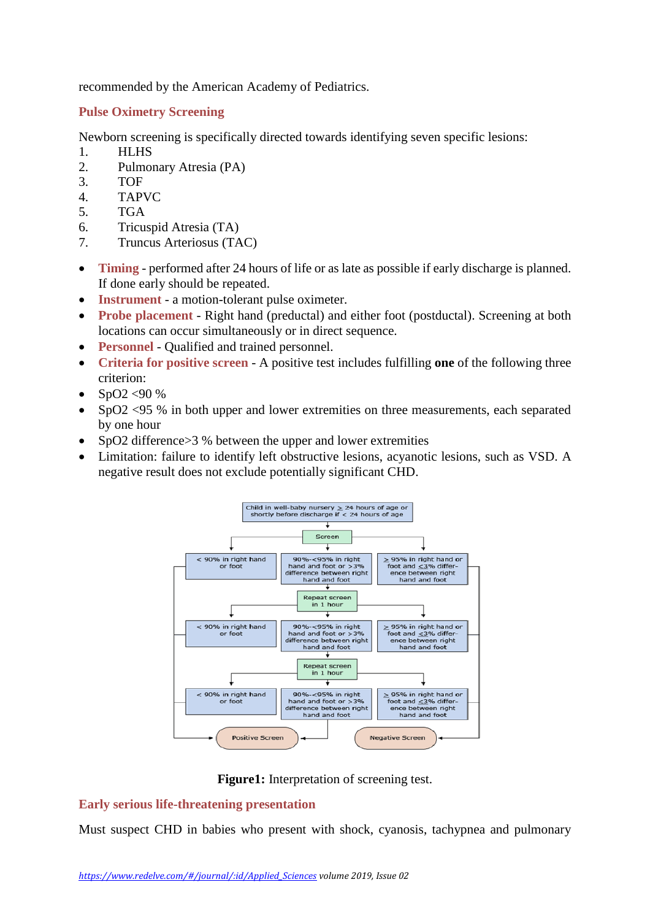recommended by the American Academy of Pediatrics.

## Pulse Oximetry Screening

Newborn screening is specifically directed towards identifying seven specific lesions:

1. HLHS
2. Pulmonary Atresia (PA)
3. TOF
4. TAPVC
5. TGA
6. Tricuspid Atresia (TA)
7. Truncus Arteriosus (TAC)

- **Timing** - performed after 24 hours of life or as late as possible if early discharge is planned. If done early should be repeated.
- **Instrument** - a motion-tolerant pulse oximeter.
- **Probe placement** - Right hand (preductal) and either foot (postductal). Screening at both locations can occur simultaneously or in direct sequence.
- **Personnel** - Qualified and trained personnel.
- **Criteria for positive screen** - A positive test includes fulfilling **one** of the following three criterion:
- $SpO_2$ <90 %
- $SpO_2$ <95 % in both upper and lower extremities on three measurements, each separated by one hour
- $SpO_2$ difference>3 % between the upper and lower extremities
- Limitation: failure to identify left obstructive lesions, acyanotic lesions, such as VSD. A negative result does not exclude potentially significant CHD.

```
Child in well-baby nursery ≥ 24 hours of age or shortly before discharge if < 24 hours of age
                                    |
                                 Screen
        |                           |                                   |
< 90% in right hand     90%-<95% in right hand and foot       ≥ 95% in right hand or foot and
or foot                 or >3% difference between right       ≤3% difference between right
                        hand and foot                         hand and foot
                                    |
                          Repeat screen in 1 hour
        |                           |                                   |
< 90% in right hand     90%-<95% in right hand and foot       ≥ 95% in right hand or foot and
or foot                 or >3% difference between right       ≤3% difference between right
                        hand and foot                         hand and foot
                                    |
                          Repeat screen in 1 hour
        |                           |                                   |
< 90% in right hand     90%-<95% in right hand and foot       ≥ 95% in right hand or foot and
or foot                 or >3% difference between right       ≤3% difference between right
                        hand and foot                         hand and foot

            Positive Screen                          Negative Screen
```

**Figure1:** Interpretation of screening test.

## Early serious life-threatening presentation

Must suspect CHD in babies who present with shock, cyanosis, tachypnea and pulmonary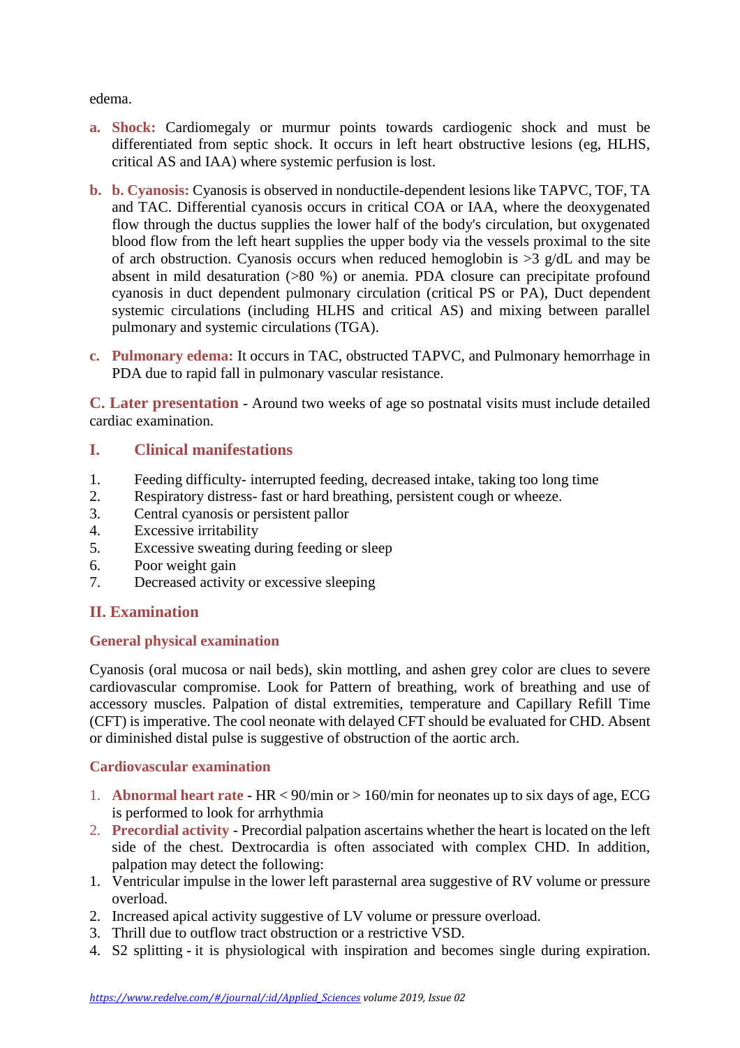edema.

a. **Shock:** Cardiomegaly or murmur points towards cardiogenic shock and must be differentiated from septic shock. It occurs in left heart obstructive lesions (eg, HLHS, critical AS and IAA) where systemic perfusion is lost.

b. **b. Cyanosis:** Cyanosis is observed in nonductile-dependent lesions like TAPVC, TOF, TA and TAC. Differential cyanosis occurs in critical COA or IAA, where the deoxygenated flow through the ductus supplies the lower half of the body's circulation, but oxygenated blood flow from the left heart supplies the upper body via the vessels proximal to the site of arch obstruction. Cyanosis occurs when reduced hemoglobin is >3 g/dL and may be absent in mild desaturation (>80 %) or anemia. PDA closure can precipitate profound cyanosis in duct dependent pulmonary circulation (critical PS or PA), Duct dependent systemic circulations (including HLHS and critical AS) and mixing between parallel pulmonary and systemic circulations (TGA).

c. **Pulmonary edema:** It occurs in TAC, obstructed TAPVC, and Pulmonary hemorrhage in PDA due to rapid fall in pulmonary vascular resistance.

**C. Later presentation** - Around two weeks of age so postnatal visits must include detailed cardiac examination.

## I. Clinical manifestations

1. Feeding difficulty- interrupted feeding, decreased intake, taking too long time
2. Respiratory distress- fast or hard breathing, persistent cough or wheeze.
3. Central cyanosis or persistent pallor
4. Excessive irritability
5. Excessive sweating during feeding or sleep
6. Poor weight gain
7. Decreased activity or excessive sleeping

## II. Examination

### General physical examination

Cyanosis (oral mucosa or nail beds), skin mottling, and ashen grey color are clues to severe cardiovascular compromise. Look for Pattern of breathing, work of breathing and use of accessory muscles. Palpation of distal extremities, temperature and Capillary Refill Time (CFT) is imperative. The cool neonate with delayed CFT should be evaluated for CHD. Absent or diminished distal pulse is suggestive of obstruction of the aortic arch.

### Cardiovascular examination

1. **Abnormal heart rate** - HR < 90/min or > 160/min for neonates up to six days of age, ECG is performed to look for arrhythmia
2. **Precordial activity** - Precordial palpation ascertains whether the heart is located on the left side of the chest. Dextrocardia is often associated with complex CHD. In addition, palpation may detect the following:

1. Ventricular impulse in the lower left parasternal area suggestive of RV volume or pressure overload.
2. Increased apical activity suggestive of LV volume or pressure overload.
3. Thrill due to outflow tract obstruction or a restrictive VSD.
4. S2 splitting - it is physiological with inspiration and becomes single during expiration.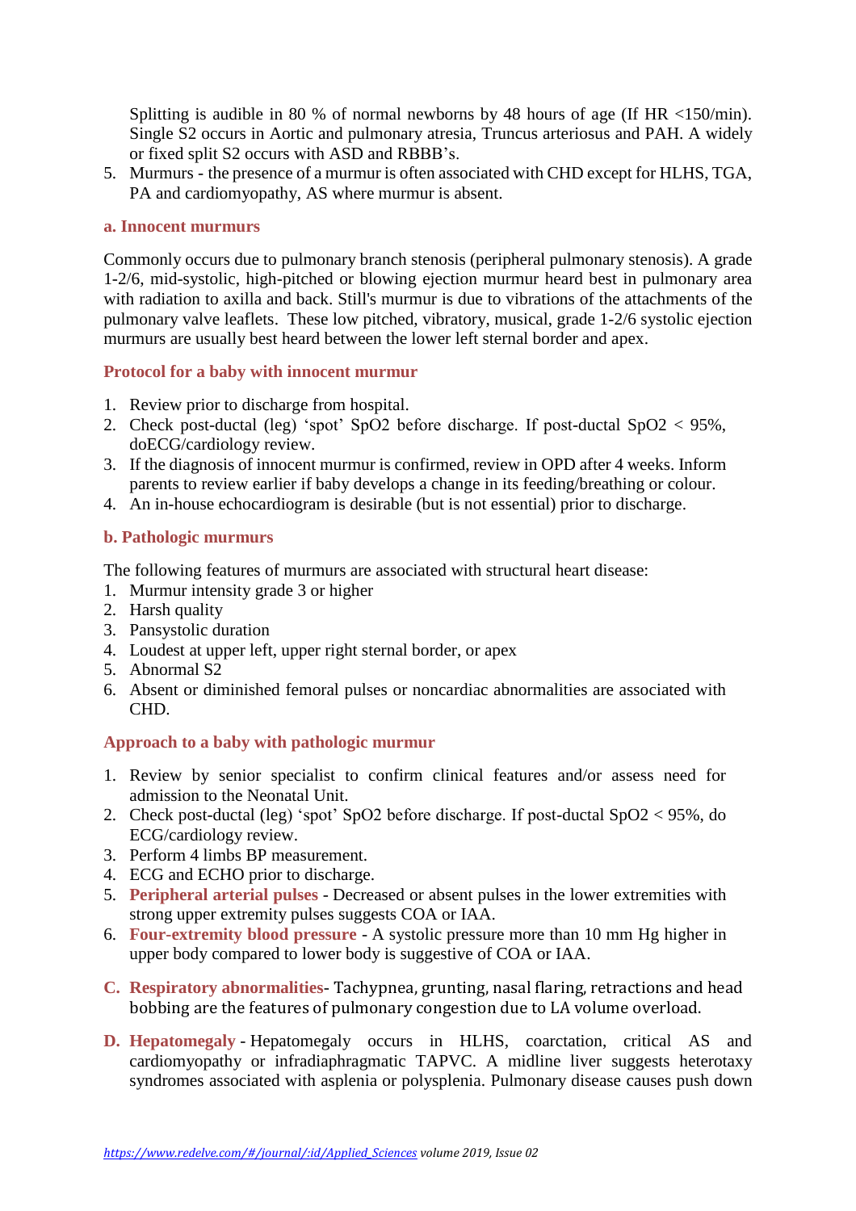Splitting is audible in 80 % of normal newborns by 48 hours of age (If HR <150/min). Single S2 occurs in Aortic and pulmonary atresia, Truncus arteriosus and PAH. A widely or fixed split S2 occurs with ASD and RBBB's.

5. Murmurs - the presence of a murmur is often associated with CHD except for HLHS, TGA, PA and cardiomyopathy, AS where murmur is absent.

### a. Innocent murmurs

Commonly occurs due to pulmonary branch stenosis (peripheral pulmonary stenosis). A grade 1-2/6, mid-systolic, high-pitched or blowing ejection murmur heard best in pulmonary area with radiation to axilla and back. Still's murmur is due to vibrations of the attachments of the pulmonary valve leaflets. These low pitched, vibratory, musical, grade 1-2/6 systolic ejection murmurs are usually best heard between the lower left sternal border and apex.

### Protocol for a baby with innocent murmur

1. Review prior to discharge from hospital.
2. Check post-ductal (leg) 'spot' SpO2 before discharge. If post-ductal SpO2 < 95%, doECG/cardiology review.
3. If the diagnosis of innocent murmur is confirmed, review in OPD after 4 weeks. Inform parents to review earlier if baby develops a change in its feeding/breathing or colour.
4. An in-house echocardiogram is desirable (but is not essential) prior to discharge.

### b. Pathologic murmurs

The following features of murmurs are associated with structural heart disease:

1. Murmur intensity grade 3 or higher
2. Harsh quality
3. Pansystolic duration
4. Loudest at upper left, upper right sternal border, or apex
5. Abnormal S2
6. Absent or diminished femoral pulses or noncardiac abnormalities are associated with CHD.

### Approach to a baby with pathologic murmur

1. Review by senior specialist to confirm clinical features and/or assess need for admission to the Neonatal Unit.
2. Check post-ductal (leg) 'spot' SpO2 before discharge. If post-ductal SpO2 < 95%, do ECG/cardiology review.
3. Perform 4 limbs BP measurement.
4. ECG and ECHO prior to discharge.
5. **Peripheral arterial pulses** - Decreased or absent pulses in the lower extremities with strong upper extremity pulses suggests COA or IAA.
6. **Four-extremity blood pressure** - A systolic pressure more than 10 mm Hg higher in upper body compared to lower body is suggestive of COA or IAA.

C. **Respiratory abnormalities**- Tachypnea, grunting, nasal flaring, retractions and head bobbing are the features of pulmonary congestion due to LA volume overload.

D. **Hepatomegaly** - Hepatomegaly occurs in HLHS, coarctation, critical AS and cardiomyopathy or infradiaphragmatic TAPVC. A midline liver suggests heterotaxy syndromes associated with asplenia or polysplenia. Pulmonary disease causes push down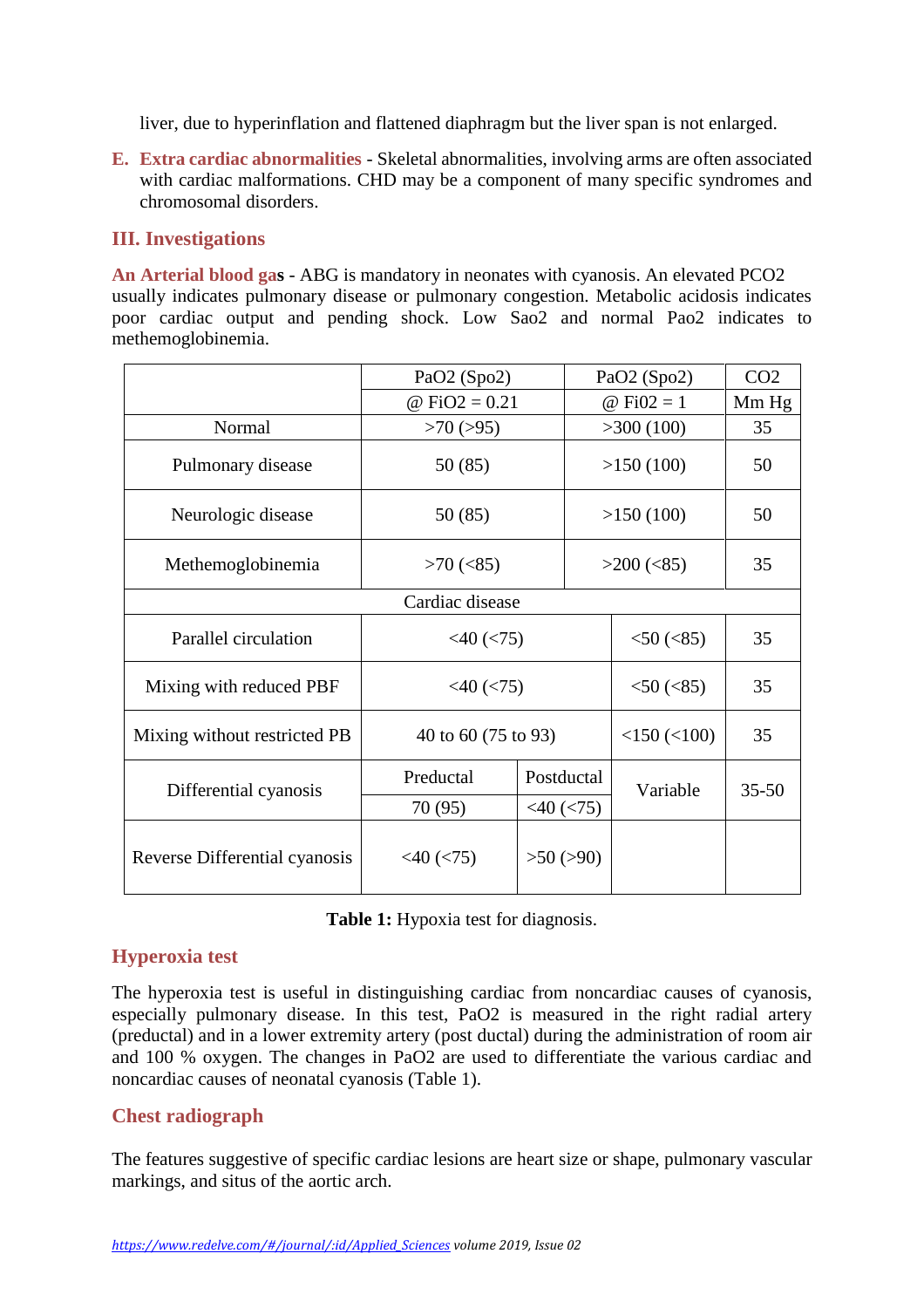liver, due to hyperinflation and flattened diaphragm but the liver span is not enlarged.

E. **Extra cardiac abnormalities** - Skeletal abnormalities, involving arms are often associated with cardiac malformations. CHD may be a component of many specific syndromes and chromosomal disorders.

## III. Investigations

**An Arterial blood gas** - ABG is mandatory in neonates with cyanosis. An elevated PCO2 usually indicates pulmonary disease or pulmonary congestion. Metabolic acidosis indicates poor cardiac output and pending shock. Low Sao2 and normal Pao2 indicates to methemoglobinemia.

| | PaO2 (Spo2) @ FiO2 = 0.21 | | PaO2 (Spo2) @ Fi02 = 1 | CO2 Mm Hg |
|---|---|---|---|---|
| Normal | >70 (>95) | | >300 (100) | 35 |
| Pulmonary disease | 50 (85) | | >150 (100) | 50 |
| Neurologic disease | 50 (85) | | >150 (100) | 50 |
| Methemoglobinemia | >70 (<85) | | >200 (<85) | 35 |
| Cardiac disease | | | | |
| Parallel circulation | <40 (<75) | | <50 (<85) | 35 |
| Mixing with reduced PBF | <40 (<75) | | <50 (<85) | 35 |
| Mixing without restricted PB | 40 to 60 (75 to 93) | | <150 (<100) | 35 |
| Differential cyanosis | Preductal 70 (95) | Postductal <40 (<75) | Variable | 35-50 |
| Reverse Differential cyanosis | <40 (<75) | >50 (>90) | | |

**Table 1:** Hypoxia test for diagnosis.

### Hyperoxia test

The hyperoxia test is useful in distinguishing cardiac from noncardiac causes of cyanosis, especially pulmonary disease. In this test, PaO2 is measured in the right radial artery (preductal) and in a lower extremity artery (post ductal) during the administration of room air and 100 % oxygen. The changes in PaO2 are used to differentiate the various cardiac and noncardiac causes of neonatal cyanosis (Table 1).

### Chest radiograph

The features suggestive of specific cardiac lesions are heart size or shape, pulmonary vascular markings, and situs of the aortic arch.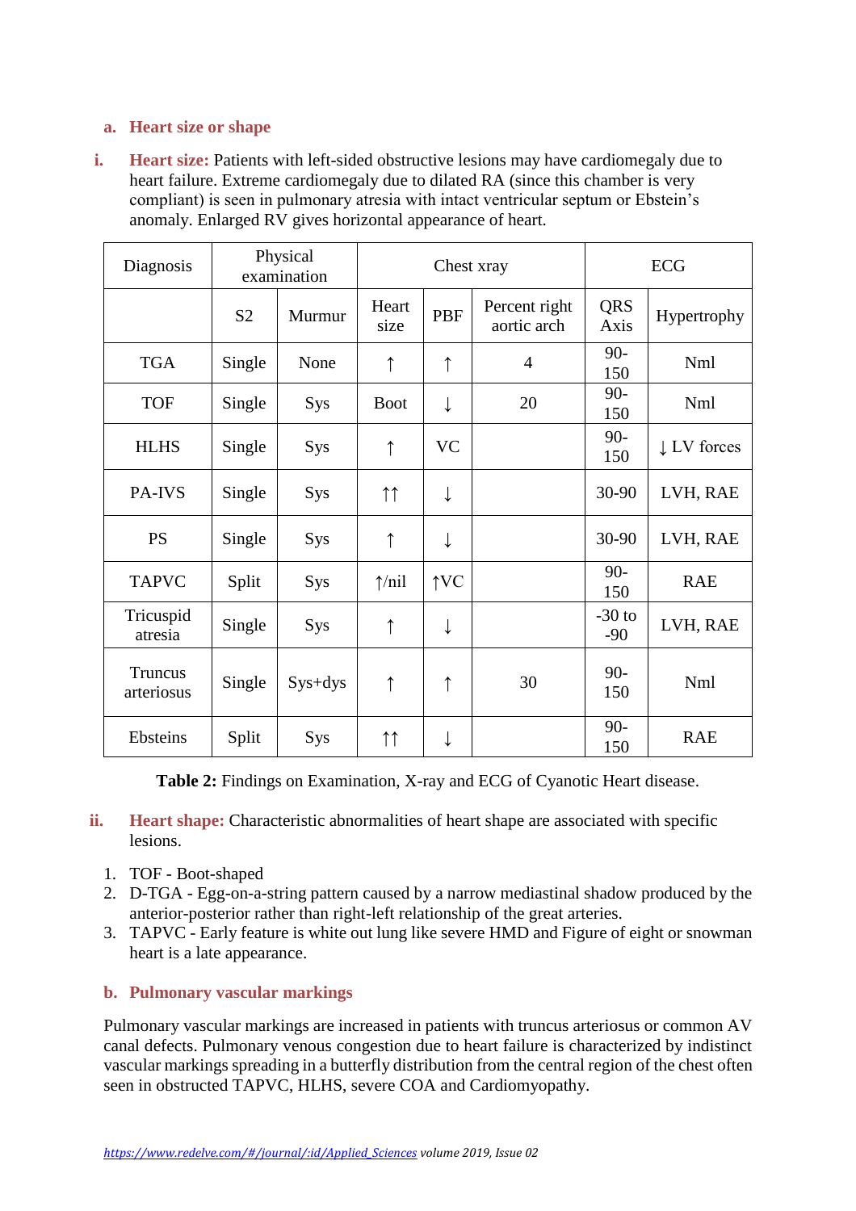### a. Heart size or shape

**i. Heart size:** Patients with left-sided obstructive lesions may have cardiomegaly due to heart failure. Extreme cardiomegaly due to dilated RA (since this chamber is very compliant) is seen in pulmonary atresia with intact ventricular septum or Ebstein's anomaly. Enlarged RV gives horizontal appearance of heart.

| Diagnosis | Physical examination | | Chest xray | | | ECG | |
|---|---|---|---|---|---|---|---|
| | S2 | Murmur | Heart size | PBF | Percent right aortic arch | QRS Axis | Hypertrophy |
| TGA | Single | None | ↑ | ↑ | 4 | 90-150 | Nml |
| TOF | Single | Sys | Boot | ↓ | 20 | 90-150 | Nml |
| HLHS | Single | Sys | ↑ | VC | | 90-150 | ↓ LV forces |
| PA-IVS | Single | Sys | ↑↑ | ↓ | | 30-90 | LVH, RAE |
| PS | Single | Sys | ↑ | ↓ | | 30-90 | LVH, RAE |
| TAPVC | Split | Sys | ↑/nil | ↑VC | | 90-150 | RAE |
| Tricuspid atresia | Single | Sys | ↑ | ↓ | | -30 to -90 | LVH, RAE |
| Truncus arteriosus | Single | Sys+dys | ↑ | ↑ | 30 | 90-150 | Nml |
| Ebsteins | Split | Sys | ↑↑ | ↓ | | 90-150 | RAE |

**Table 2:** Findings on Examination, X-ray and ECG of Cyanotic Heart disease.

**ii. Heart shape:** Characteristic abnormalities of heart shape are associated with specific lesions.

1. TOF - Boot-shaped
2. D-TGA - Egg-on-a-string pattern caused by a narrow mediastinal shadow produced by the anterior-posterior rather than right-left relationship of the great arteries.
3. TAPVC - Early feature is white out lung like severe HMD and Figure of eight or snowman heart is a late appearance.

### b. Pulmonary vascular markings

Pulmonary vascular markings are increased in patients with truncus arteriosus or common AV canal defects. Pulmonary venous congestion due to heart failure is characterized by indistinct vascular markings spreading in a butterfly distribution from the central region of the chest often seen in obstructed TAPVC, HLHS, severe COA and Cardiomyopathy.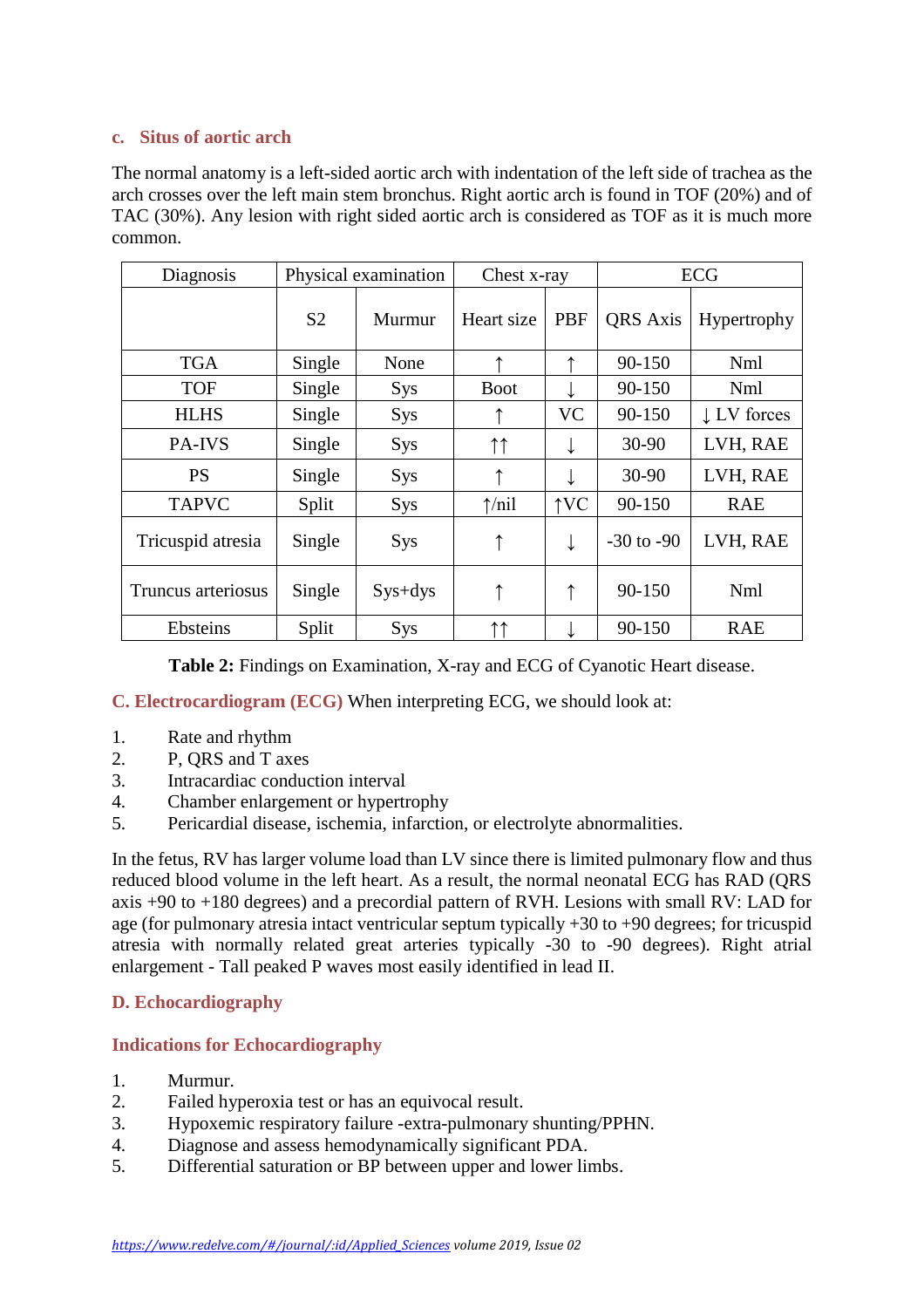### c. Situs of aortic arch

The normal anatomy is a left-sided aortic arch with indentation of the left side of trachea as the arch crosses over the left main stem bronchus. Right aortic arch is found in TOF (20%) and of TAC (30%). Any lesion with right sided aortic arch is considered as TOF as it is much more common.

| Diagnosis | Physical examination | | Chest x-ray | | ECG | |
|---|---|---|---|---|---|---|
| | S2 | Murmur | Heart size | PBF | QRS Axis | Hypertrophy |
| TGA | Single | None | ↑ | ↑ | 90-150 | Nml |
| TOF | Single | Sys | Boot | ↓ | 90-150 | Nml |
| HLHS | Single | Sys | ↑ | VC | 90-150 | ↓ LV forces |
| PA-IVS | Single | Sys | ↑↑ | ↓ | 30-90 | LVH, RAE |
| PS | Single | Sys | ↑ | ↓ | 30-90 | LVH, RAE |
| TAPVC | Split | Sys | ↑/nil | ↑VC | 90-150 | RAE |
| Tricuspid atresia | Single | Sys | ↑ | ↓ | -30 to -90 | LVH, RAE |
| Truncus arteriosus | Single | Sys+dys | ↑ | ↑ | 90-150 | Nml |
| Ebsteins | Split | Sys | ↑↑ | ↓ | 90-150 | RAE |

**Table 2:** Findings on Examination, X-ray and ECG of Cyanotic Heart disease.

**C. Electrocardiogram (ECG)** When interpreting ECG, we should look at:

1. Rate and rhythm
2. P, QRS and T axes
3. Intracardiac conduction interval
4. Chamber enlargement or hypertrophy
5. Pericardial disease, ischemia, infarction, or electrolyte abnormalities.

In the fetus, RV has larger volume load than LV since there is limited pulmonary flow and thus reduced blood volume in the left heart. As a result, the normal neonatal ECG has RAD (QRS axis +90 to +180 degrees) and a precordial pattern of RVH. Lesions with small RV: LAD for age (for pulmonary atresia intact ventricular septum typically +30 to +90 degrees; for tricuspid atresia with normally related great arteries typically -30 to -90 degrees). Right atrial enlargement - Tall peaked P waves most easily identified in lead II.

## D. Echocardiography

### Indications for Echocardiography

1. Murmur.
2. Failed hyperoxia test or has an equivocal result.
3. Hypoxemic respiratory failure -extra-pulmonary shunting/PPHN.
4. Diagnose and assess hemodynamically significant PDA.
5. Differential saturation or BP between upper and lower limbs.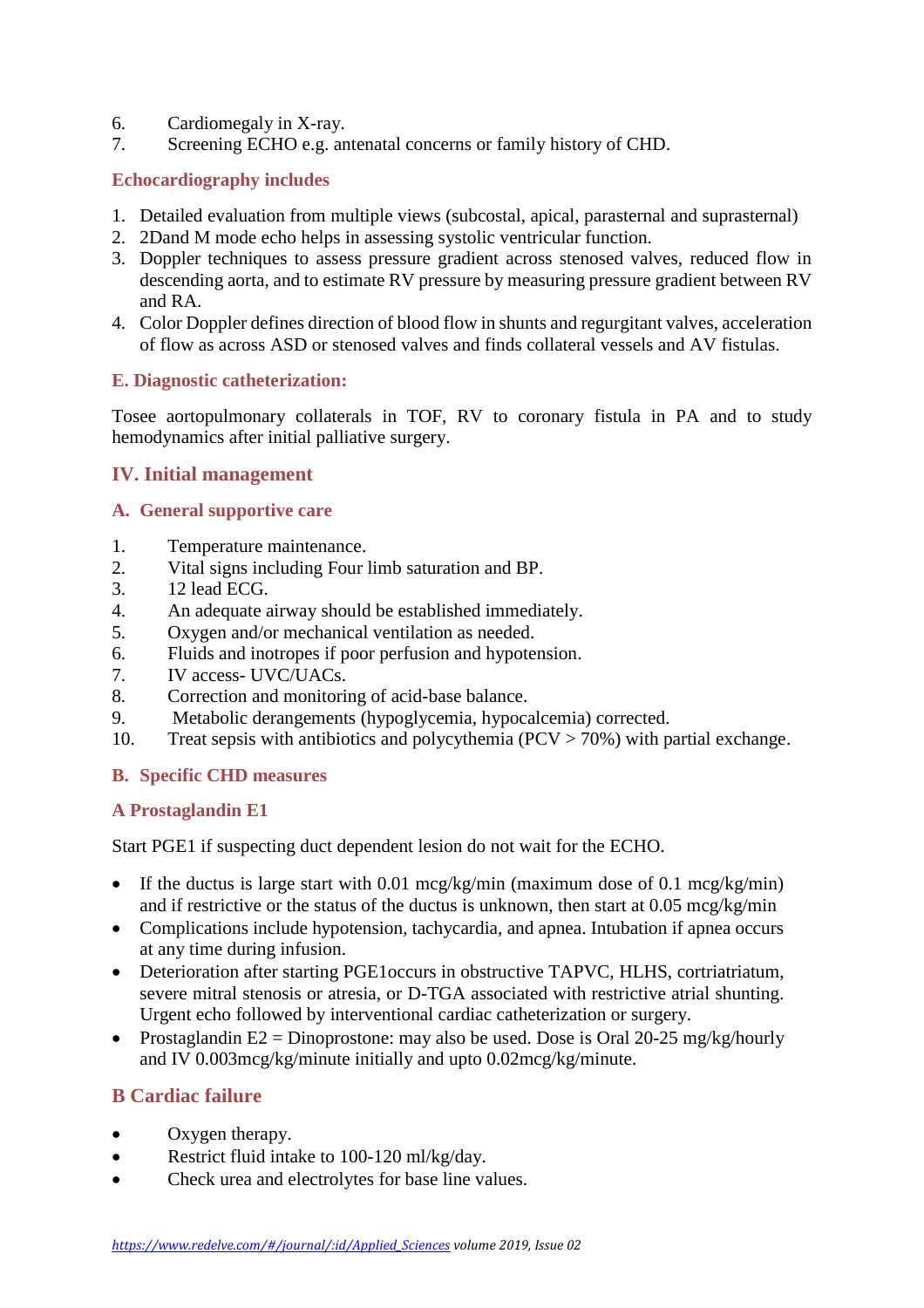6. Cardiomegaly in X-ray.
7. Screening ECHO e.g. antenatal concerns or family history of CHD.

### Echocardiography includes

1. Detailed evaluation from multiple views (subcostal, apical, parasternal and suprasternal)
2. 2Dand M mode echo helps in assessing systolic ventricular function.
3. Doppler techniques to assess pressure gradient across stenosed valves, reduced flow in descending aorta, and to estimate RV pressure by measuring pressure gradient between RV and RA.
4. Color Doppler defines direction of blood flow in shunts and regurgitant valves, acceleration of flow as across ASD or stenosed valves and finds collateral vessels and AV fistulas.

### E. Diagnostic catheterization:

Tosee aortopulmonary collaterals in TOF, RV to coronary fistula in PA and to study hemodynamics after initial palliative surgery.

## IV. Initial management

### A. General supportive care

1. Temperature maintenance.
2. Vital signs including Four limb saturation and BP.
3. 12 lead ECG.
4. An adequate airway should be established immediately.
5. Oxygen and/or mechanical ventilation as needed.
6. Fluids and inotropes if poor perfusion and hypotension.
7. IV access- UVC/UACs.
8. Correction and monitoring of acid-base balance.
9. Metabolic derangements (hypoglycemia, hypocalcemia) corrected.
10. Treat sepsis with antibiotics and polycythemia (PCV > 70%) with partial exchange.

### B. Specific CHD measures

### A Prostaglandin E1

Start PGE1 if suspecting duct dependent lesion do not wait for the ECHO.

- If the ductus is large start with 0.01 mcg/kg/min (maximum dose of 0.1 mcg/kg/min) and if restrictive or the status of the ductus is unknown, then start at 0.05 mcg/kg/min
- Complications include hypotension, tachycardia, and apnea. Intubation if apnea occurs at any time during infusion.
- Deterioration after starting PGE1occurs in obstructive TAPVC, HLHS, cortriatriatum, severe mitral stenosis or atresia, or D-TGA associated with restrictive atrial shunting. Urgent echo followed by interventional cardiac catheterization or surgery.
- Prostaglandin E2 = Dinoprostone: may also be used. Dose is Oral 20-25 mg/kg/hourly and IV 0.003mcg/kg/minute initially and upto 0.02mcg/kg/minute.

### B Cardiac failure

- Oxygen therapy.
- Restrict fluid intake to 100-120 ml/kg/day.
- Check urea and electrolytes for base line values.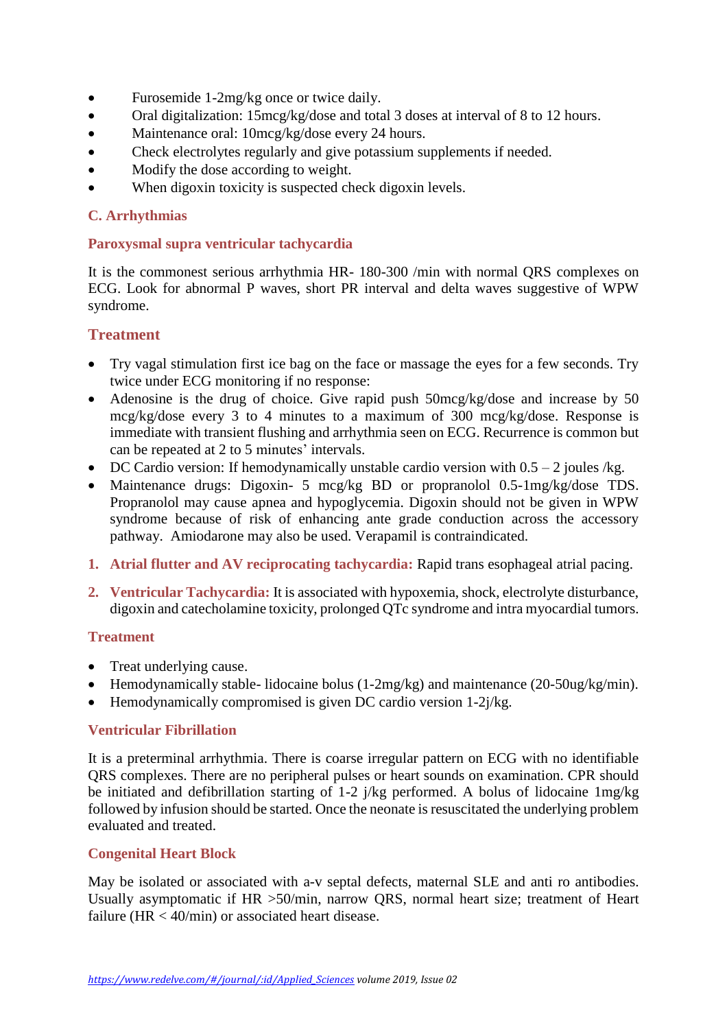- Furosemide 1-2mg/kg once or twice daily.
- Oral digitalization: 15mcg/kg/dose and total 3 doses at interval of 8 to 12 hours.
- Maintenance oral: 10mcg/kg/dose every 24 hours.
- Check electrolytes regularly and give potassium supplements if needed.
- Modify the dose according to weight.
- When digoxin toxicity is suspected check digoxin levels.

### C. Arrhythmias

#### Paroxysmal supra ventricular tachycardia

It is the commonest serious arrhythmia HR- 180-300 /min with normal QRS complexes on ECG. Look for abnormal P waves, short PR interval and delta waves suggestive of WPW syndrome.

### Treatment

- Try vagal stimulation first ice bag on the face or massage the eyes for a few seconds. Try twice under ECG monitoring if no response:
- Adenosine is the drug of choice. Give rapid push 50mcg/kg/dose and increase by 50 mcg/kg/dose every 3 to 4 minutes to a maximum of 300 mcg/kg/dose. Response is immediate with transient flushing and arrhythmia seen on ECG. Recurrence is common but can be repeated at 2 to 5 minutes' intervals.
- DC Cardio version: If hemodynamically unstable cardio version with 0.5 – 2 joules /kg.
- Maintenance drugs: Digoxin- 5 mcg/kg BD or propranolol 0.5-1mg/kg/dose TDS. Propranolol may cause apnea and hypoglycemia. Digoxin should not be given in WPW syndrome because of risk of enhancing ante grade conduction across the accessory pathway. Amiodarone may also be used. Verapamil is contraindicated.

1. **Atrial flutter and AV reciprocating tachycardia:** Rapid trans esophageal atrial pacing.
2. **Ventricular Tachycardia:** It is associated with hypoxemia, shock, electrolyte disturbance, digoxin and catecholamine toxicity, prolonged QTc syndrome and intra myocardial tumors.

#### Treatment

- Treat underlying cause.
- Hemodynamically stable- lidocaine bolus (1-2mg/kg) and maintenance (20-50ug/kg/min).
- Hemodynamically compromised is given DC cardio version 1-2j/kg.

#### Ventricular Fibrillation

It is a preterminal arrhythmia. There is coarse irregular pattern on ECG with no identifiable QRS complexes. There are no peripheral pulses or heart sounds on examination. CPR should be initiated and defibrillation starting of 1-2 j/kg performed. A bolus of lidocaine 1mg/kg followed by infusion should be started. Once the neonate is resuscitated the underlying problem evaluated and treated.

#### Congenital Heart Block

May be isolated or associated with a-v septal defects, maternal SLE and anti ro antibodies. Usually asymptomatic if HR >50/min, narrow QRS, normal heart size; treatment of Heart failure (HR < 40/min) or associated heart disease.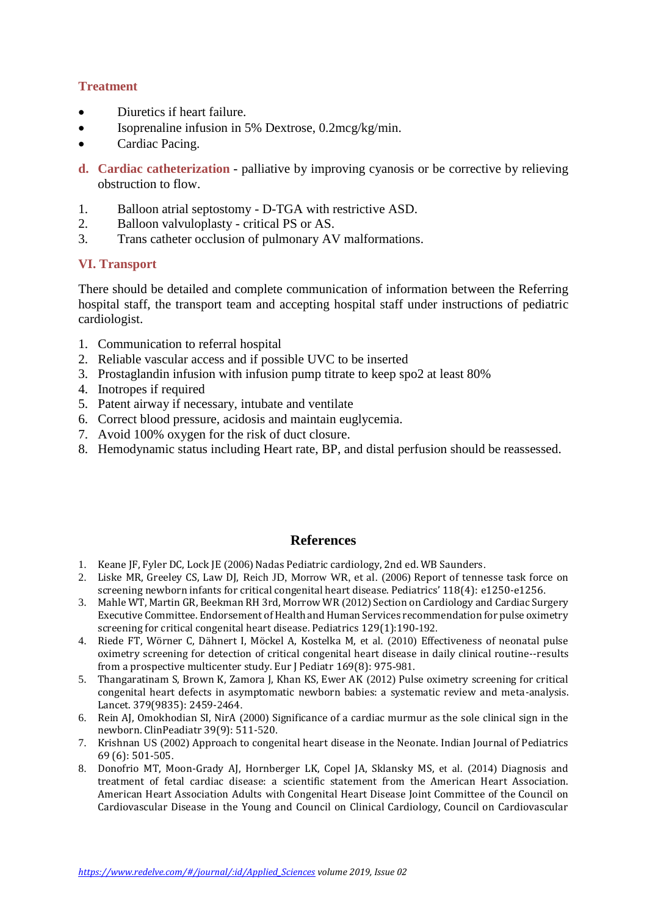### Treatment

- Diuretics if heart failure.
- Isoprenaline infusion in 5% Dextrose, 0.2mcg/kg/min.
- Cardiac Pacing.

**d. Cardiac catheterization** - palliative by improving cyanosis or be corrective by relieving obstruction to flow.

1. Balloon atrial septostomy - D-TGA with restrictive ASD.
2. Balloon valvuloplasty - critical PS or AS.
3. Trans catheter occlusion of pulmonary AV malformations.

## VI. Transport

There should be detailed and complete communication of information between the Referring hospital staff, the transport team and accepting hospital staff under instructions of pediatric cardiologist.

1. Communication to referral hospital
2. Reliable vascular access and if possible UVC to be inserted
3. Prostaglandin infusion with infusion pump titrate to keep spo2 at least 80%
4. Inotropes if required
5. Patent airway if necessary, intubate and ventilate
6. Correct blood pressure, acidosis and maintain euglycemia.
7. Avoid 100% oxygen for the risk of duct closure.
8. Hemodynamic status including Heart rate, BP, and distal perfusion should be reassessed.

## References

1. Keane JF, Fyler DC, Lock JE (2006) Nadas Pediatric cardiology, 2nd ed. WB Saunders.
2. Liske MR, Greeley CS, Law DJ, Reich JD, Morrow WR, et al. (2006) Report of tennesse task force on screening newborn infants for critical congenital heart disease. Pediatrics' 118(4): e1250-e1256.
3. Mahle WT, Martin GR, Beekman RH 3rd, Morrow WR (2012) Section on Cardiology and Cardiac Surgery Executive Committee. Endorsement of Health and Human Services recommendation for pulse oximetry screening for critical congenital heart disease. Pediatrics 129(1):190-192.
4. Riede FT, Wörner C, Dähnert I, Möckel A, Kostelka M, et al. (2010) Effectiveness of neonatal pulse oximetry screening for detection of critical congenital heart disease in daily clinical routine--results from a prospective multicenter study. Eur J Pediatr 169(8): 975-981.
5. Thangaratinam S, Brown K, Zamora J, Khan KS, Ewer AK (2012) Pulse oximetry screening for critical congenital heart defects in asymptomatic newborn babies: a systematic review and meta-analysis. Lancet. 379(9835): 2459-2464.
6. Rein AJ, Omokhodian SI, NirA (2000) Significance of a cardiac murmur as the sole clinical sign in the newborn. ClinPeadiatr 39(9): 511-520.
7. Krishnan US (2002) Approach to congenital heart disease in the Neonate. Indian Journal of Pediatrics 69 (6): 501-505.
8. Donofrio MT, Moon-Grady AJ, Hornberger LK, Copel JA, Sklansky MS, et al. (2014) Diagnosis and treatment of fetal cardiac disease: a scientific statement from the American Heart Association. American Heart Association Adults with Congenital Heart Disease Joint Committee of the Council on Cardiovascular Disease in the Young and Council on Clinical Cardiology, Council on Cardiovascular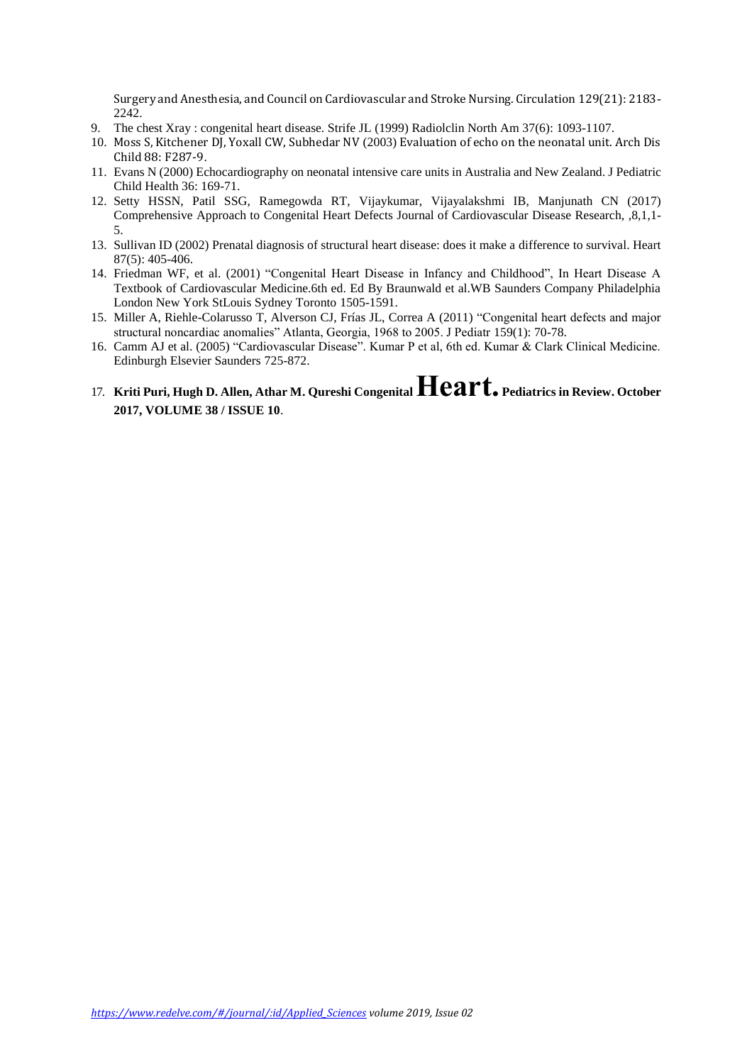Surgery and Anesthesia, and Council on Cardiovascular and Stroke Nursing. Circulation 129(21): 2183-2242.

9. The chest Xray : congenital heart disease. Strife JL (1999) Radiolclin North Am 37(6): 1093-1107.
10. Moss S, Kitchener DJ, Yoxall CW, Subhedar NV (2003) Evaluation of echo on the neonatal unit. Arch Dis Child 88: F287-9.
11. Evans N (2000) Echocardiography on neonatal intensive care units in Australia and New Zealand. J Pediatric Child Health 36: 169-71.
12. Setty HSSN, Patil SSG, Ramegowda RT, Vijaykumar, Vijayalakshmi IB, Manjunath CN (2017) Comprehensive Approach to Congenital Heart Defects Journal of Cardiovascular Disease Research, ,8,1,1-5.
13. Sullivan ID (2002) Prenatal diagnosis of structural heart disease: does it make a difference to survival. Heart 87(5): 405-406.
14. Friedman WF, et al. (2001) "Congenital Heart Disease in Infancy and Childhood", In Heart Disease A Textbook of Cardiovascular Medicine.6th ed. Ed By Braunwald et al.WB Saunders Company Philadelphia London New York StLouis Sydney Toronto 1505-1591.
15. Miller A, Riehle-Colarusso T, Alverson CJ, Frías JL, Correa A (2011) "Congenital heart defects and major structural noncardiac anomalies" Atlanta, Georgia, 1968 to 2005. J Pediatr 159(1): 70-78.
16. Camm AJ et al. (2005) "Cardiovascular Disease". Kumar P et al, 6th ed. Kumar & Clark Clinical Medicine. Edinburgh Elsevier Saunders 725-872.
17. **Kriti Puri, Hugh D. Allen, Athar M. Qureshi Congenital Heart. Pediatrics in Review. October 2017, VOLUME 38 / ISSUE 10**.